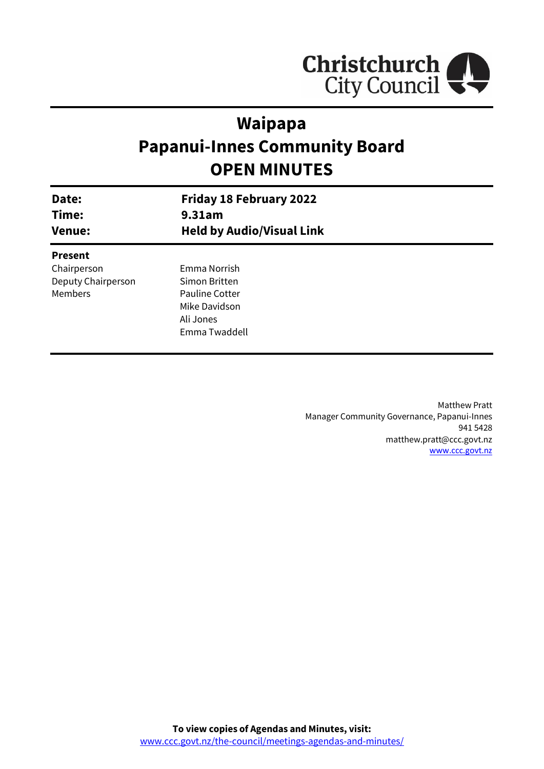Christchurch City Council

# Waipapa
# Papanui-Innes Community Board
# OPEN MINUTES

| | |
|---|---|
| **Date:** | **Friday 18 February 2022** |
| **Time:** | **9.31am** |
| **Venue:** | **Held by Audio/Visual Link** |

**Present**

| | |
|---|---|
| Chairperson | Emma Norrish |
| Deputy Chairperson | Simon Britten |
| Members | Pauline Cotter |
| | Mike Davidson |
| | Ali Jones |
| | Emma Twaddell |

Matthew Pratt
Manager Community Governance, Papanui-Innes
941 5428
matthew.pratt@ccc.govt.nz
www.ccc.govt.nz

**To view copies of Agendas and Minutes, visit:**
www.ccc.govt.nz/the-council/meetings-agendas-and-minutes/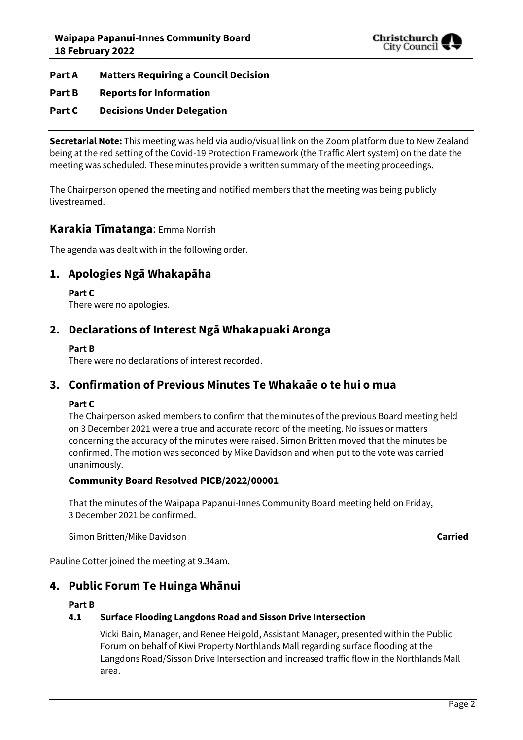**Part A Matters Requiring a Council Decision**

**Part B Reports for Information**

**Part C Decisions Under Delegation**

---

**Secretarial Note:** This meeting was held via audio/visual link on the Zoom platform due to New Zealand being at the red setting of the Covid-19 Protection Framework (the Traffic Alert system) on the date the meeting was scheduled. These minutes provide a written summary of the meeting proceedings.

The Chairperson opened the meeting and notified members that the meeting was being publicly livestreamed.

## Karakia Tīmatanga: Emma Norrish

The agenda was dealt with in the following order.

## 1. Apologies Ngā Whakapāha

**Part C**

There were no apologies.

## 2. Declarations of Interest Ngā Whakapuaki Aronga

**Part B**

There were no declarations of interest recorded.

## 3. Confirmation of Previous Minutes Te Whakaāe o te hui o mua

**Part C**

The Chairperson asked members to confirm that the minutes of the previous Board meeting held on 3 December 2021 were a true and accurate record of the meeting. No issues or matters concerning the accuracy of the minutes were raised. Simon Britten moved that the minutes be confirmed. The motion was seconded by Mike Davidson and when put to the vote was carried unanimously.

### Community Board Resolved PICB/2022/00001

That the minutes of the Waipapa Papanui-Innes Community Board meeting held on Friday, 3 December 2021 be confirmed.

Simon Britten/Mike Davidson **Carried**

Pauline Cotter joined the meeting at 9.34am.

## 4. Public Forum Te Huinga Whānui

**Part B**

### 4.1 Surface Flooding Langdons Road and Sisson Drive Intersection

Vicki Bain, Manager, and Renee Heigold, Assistant Manager, presented within the Public Forum on behalf of Kiwi Property Northlands Mall regarding surface flooding at the Langdons Road/Sisson Drive Intersection and increased traffic flow in the Northlands Mall area.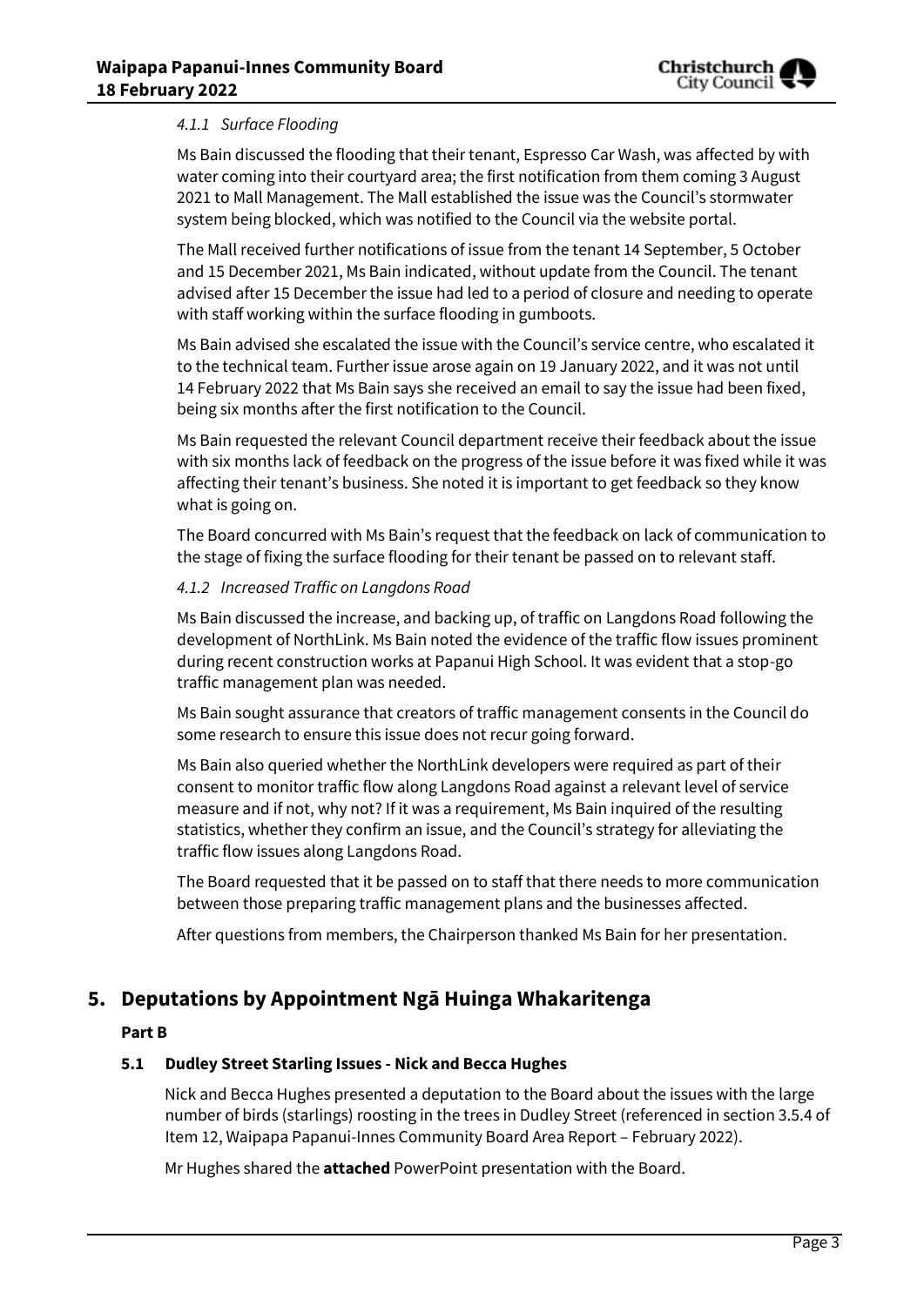#### *4.1.1 Surface Flooding*

Ms Bain discussed the flooding that their tenant, Espresso Car Wash, was affected by with water coming into their courtyard area; the first notification from them coming 3 August 2021 to Mall Management. The Mall established the issue was the Council's stormwater system being blocked, which was notified to the Council via the website portal.

The Mall received further notifications of issue from the tenant 14 September, 5 October and 15 December 2021, Ms Bain indicated, without update from the Council. The tenant advised after 15 December the issue had led to a period of closure and needing to operate with staff working within the surface flooding in gumboots.

Ms Bain advised she escalated the issue with the Council's service centre, who escalated it to the technical team. Further issue arose again on 19 January 2022, and it was not until 14 February 2022 that Ms Bain says she received an email to say the issue had been fixed, being six months after the first notification to the Council.

Ms Bain requested the relevant Council department receive their feedback about the issue with six months lack of feedback on the progress of the issue before it was fixed while it was affecting their tenant's business. She noted it is important to get feedback so they know what is going on.

The Board concurred with Ms Bain's request that the feedback on lack of communication to the stage of fixing the surface flooding for their tenant be passed on to relevant staff.

#### *4.1.2 Increased Traffic on Langdons Road*

Ms Bain discussed the increase, and backing up, of traffic on Langdons Road following the development of NorthLink. Ms Bain noted the evidence of the traffic flow issues prominent during recent construction works at Papanui High School. It was evident that a stop-go traffic management plan was needed.

Ms Bain sought assurance that creators of traffic management consents in the Council do some research to ensure this issue does not recur going forward.

Ms Bain also queried whether the NorthLink developers were required as part of their consent to monitor traffic flow along Langdons Road against a relevant level of service measure and if not, why not? If it was a requirement, Ms Bain inquired of the resulting statistics, whether they confirm an issue, and the Council's strategy for alleviating the traffic flow issues along Langdons Road.

The Board requested that it be passed on to staff that there needs to more communication between those preparing traffic management plans and the businesses affected.

After questions from members, the Chairperson thanked Ms Bain for her presentation.

## 5. Deputations by Appointment Ngā Huinga Whakaritenga

**Part B**

### 5.1 Dudley Street Starling Issues - Nick and Becca Hughes

Nick and Becca Hughes presented a deputation to the Board about the issues with the large number of birds (starlings) roosting in the trees in Dudley Street (referenced in section 3.5.4 of Item 12, Waipapa Papanui-Innes Community Board Area Report – February 2022).

Mr Hughes shared the **attached** PowerPoint presentation with the Board.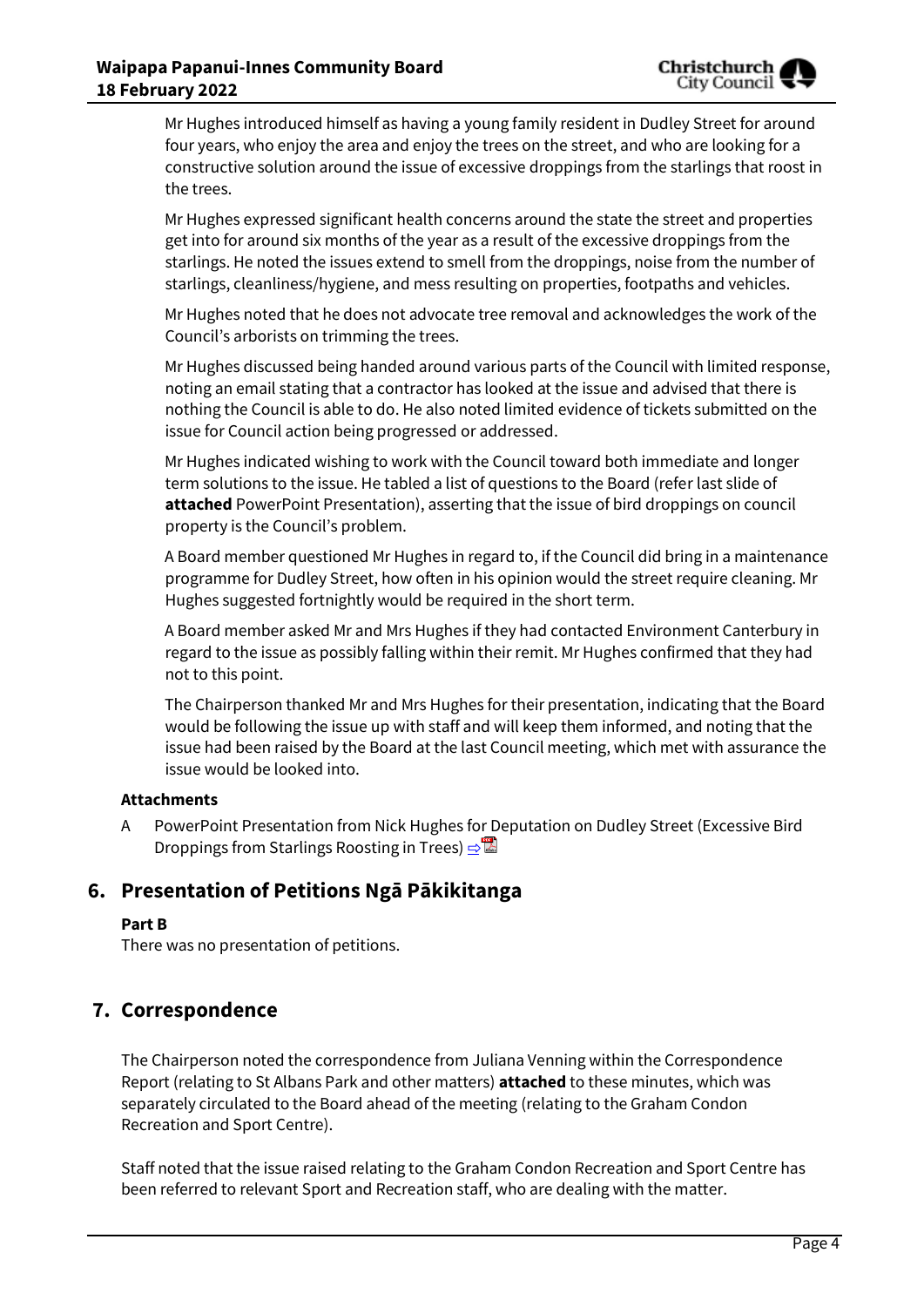Mr Hughes introduced himself as having a young family resident in Dudley Street for around four years, who enjoy the area and enjoy the trees on the street, and who are looking for a constructive solution around the issue of excessive droppings from the starlings that roost in the trees.

Mr Hughes expressed significant health concerns around the state the street and properties get into for around six months of the year as a result of the excessive droppings from the starlings. He noted the issues extend to smell from the droppings, noise from the number of starlings, cleanliness/hygiene, and mess resulting on properties, footpaths and vehicles.

Mr Hughes noted that he does not advocate tree removal and acknowledges the work of the Council's arborists on trimming the trees.

Mr Hughes discussed being handed around various parts of the Council with limited response, noting an email stating that a contractor has looked at the issue and advised that there is nothing the Council is able to do. He also noted limited evidence of tickets submitted on the issue for Council action being progressed or addressed.

Mr Hughes indicated wishing to work with the Council toward both immediate and longer term solutions to the issue. He tabled a list of questions to the Board (refer last slide of **attached** PowerPoint Presentation), asserting that the issue of bird droppings on council property is the Council's problem.

A Board member questioned Mr Hughes in regard to, if the Council did bring in a maintenance programme for Dudley Street, how often in his opinion would the street require cleaning. Mr Hughes suggested fortnightly would be required in the short term.

A Board member asked Mr and Mrs Hughes if they had contacted Environment Canterbury in regard to the issue as possibly falling within their remit. Mr Hughes confirmed that they had not to this point.

The Chairperson thanked Mr and Mrs Hughes for their presentation, indicating that the Board would be following the issue up with staff and will keep them informed, and noting that the issue had been raised by the Board at the last Council meeting, which met with assurance the issue would be looked into.

**Attachments**

A PowerPoint Presentation from Nick Hughes for Deputation on Dudley Street (Excessive Bird Droppings from Starlings Roosting in Trees) ⇨

## 6. Presentation of Petitions Ngā Pākikitanga

**Part B**

There was no presentation of petitions.

## 7. Correspondence

The Chairperson noted the correspondence from Juliana Venning within the Correspondence Report (relating to St Albans Park and other matters) **attached** to these minutes, which was separately circulated to the Board ahead of the meeting (relating to the Graham Condon Recreation and Sport Centre).

Staff noted that the issue raised relating to the Graham Condon Recreation and Sport Centre has been referred to relevant Sport and Recreation staff, who are dealing with the matter.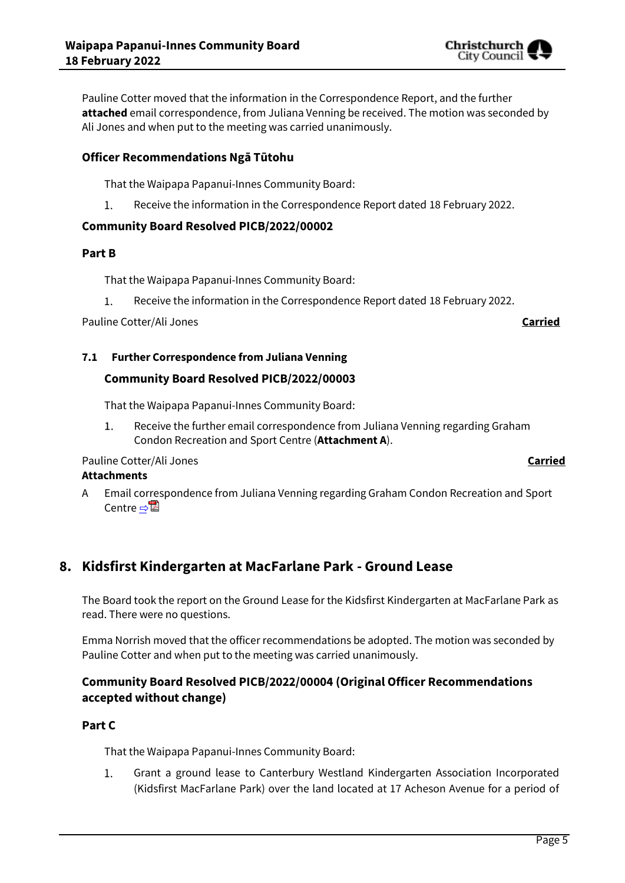Pauline Cotter moved that the information in the Correspondence Report, and the further **attached** email correspondence, from Juliana Venning be received. The motion was seconded by Ali Jones and when put to the meeting was carried unanimously.

### Officer Recommendations Ngā Tūtohu

That the Waipapa Papanui-Innes Community Board:

1. Receive the information in the Correspondence Report dated 18 February 2022.

### Community Board Resolved PICB/2022/00002

### Part B

That the Waipapa Papanui-Innes Community Board:

1. Receive the information in the Correspondence Report dated 18 February 2022.

Pauline Cotter/Ali Jones **Carried**

#### 7.1 Further Correspondence from Juliana Venning

### Community Board Resolved PICB/2022/00003

That the Waipapa Papanui-Innes Community Board:

1. Receive the further email correspondence from Juliana Venning regarding Graham Condon Recreation and Sport Centre (**Attachment A**).

Pauline Cotter/Ali Jones **Carried**

**Attachments**

A Email correspondence from Juliana Venning regarding Graham Condon Recreation and Sport Centre ⇨

## 8. Kidsfirst Kindergarten at MacFarlane Park - Ground Lease

The Board took the report on the Ground Lease for the Kidsfirst Kindergarten at MacFarlane Park as read. There were no questions.

Emma Norrish moved that the officer recommendations be adopted. The motion was seconded by Pauline Cotter and when put to the meeting was carried unanimously.

### Community Board Resolved PICB/2022/00004 (Original Officer Recommendations accepted without change)

### Part C

That the Waipapa Papanui-Innes Community Board:

1. Grant a ground lease to Canterbury Westland Kindergarten Association Incorporated (Kidsfirst MacFarlane Park) over the land located at 17 Acheson Avenue for a period of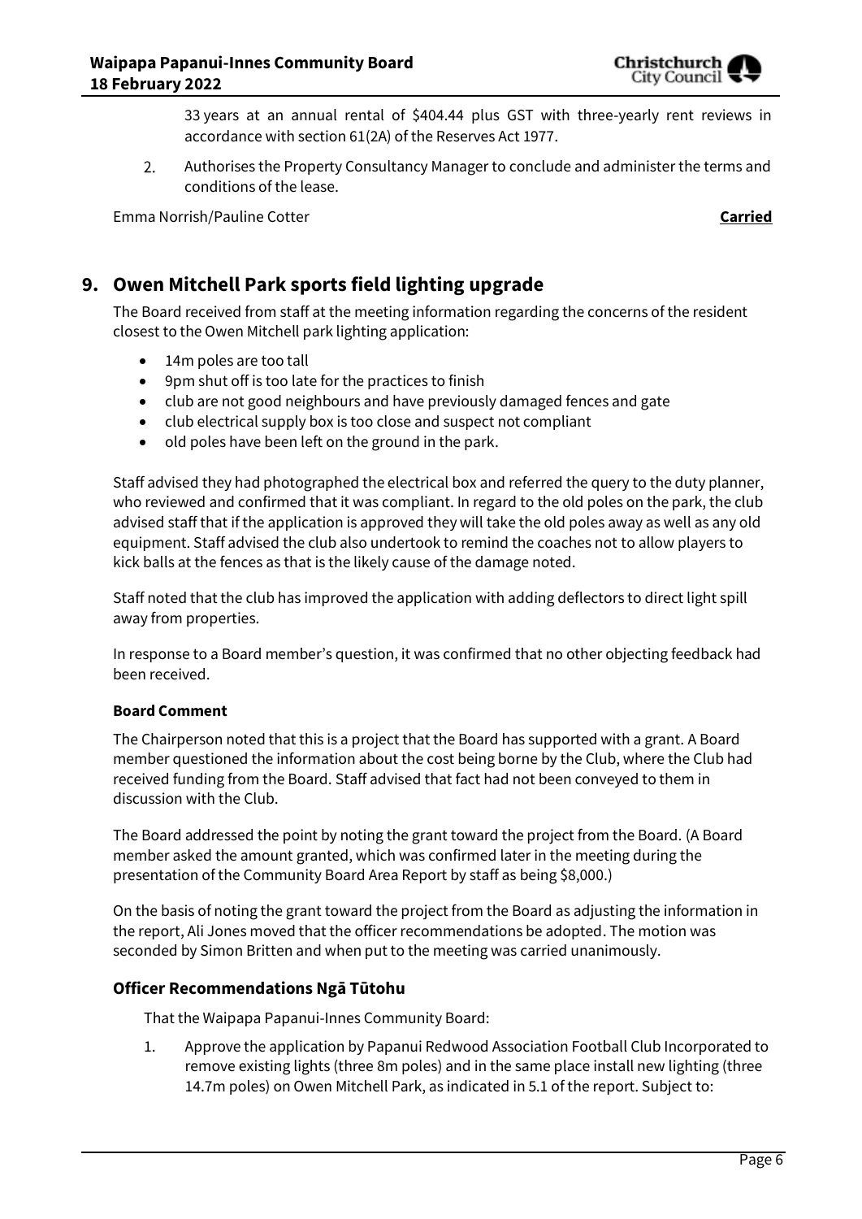33 years at an annual rental of $404.44 plus GST with three-yearly rent reviews in accordance with section 61(2A) of the Reserves Act 1977.

2. Authorises the Property Consultancy Manager to conclude and administer the terms and conditions of the lease.

Emma Norrish/Pauline Cotter **Carried**

## 9. Owen Mitchell Park sports field lighting upgrade

The Board received from staff at the meeting information regarding the concerns of the resident closest to the Owen Mitchell park lighting application:

- 14m poles are too tall
- 9pm shut off is too late for the practices to finish
- club are not good neighbours and have previously damaged fences and gate
- club electrical supply box is too close and suspect not compliant
- old poles have been left on the ground in the park.

Staff advised they had photographed the electrical box and referred the query to the duty planner, who reviewed and confirmed that it was compliant. In regard to the old poles on the park, the club advised staff that if the application is approved they will take the old poles away as well as any old equipment. Staff advised the club also undertook to remind the coaches not to allow players to kick balls at the fences as that is the likely cause of the damage noted.

Staff noted that the club has improved the application with adding deflectors to direct light spill away from properties.

In response to a Board member's question, it was confirmed that no other objecting feedback had been received.

**Board Comment**

The Chairperson noted that this is a project that the Board has supported with a grant. A Board member questioned the information about the cost being borne by the Club, where the Club had received funding from the Board. Staff advised that fact had not been conveyed to them in discussion with the Club.

The Board addressed the point by noting the grant toward the project from the Board. (A Board member asked the amount granted, which was confirmed later in the meeting during the presentation of the Community Board Area Report by staff as being $8,000.)

On the basis of noting the grant toward the project from the Board as adjusting the information in the report, Ali Jones moved that the officer recommendations be adopted. The motion was seconded by Simon Britten and when put to the meeting was carried unanimously.

### Officer Recommendations Ngā Tūtohu

That the Waipapa Papanui-Innes Community Board:

1. Approve the application by Papanui Redwood Association Football Club Incorporated to remove existing lights (three 8m poles) and in the same place install new lighting (three 14.7m poles) on Owen Mitchell Park, as indicated in 5.1 of the report. Subject to: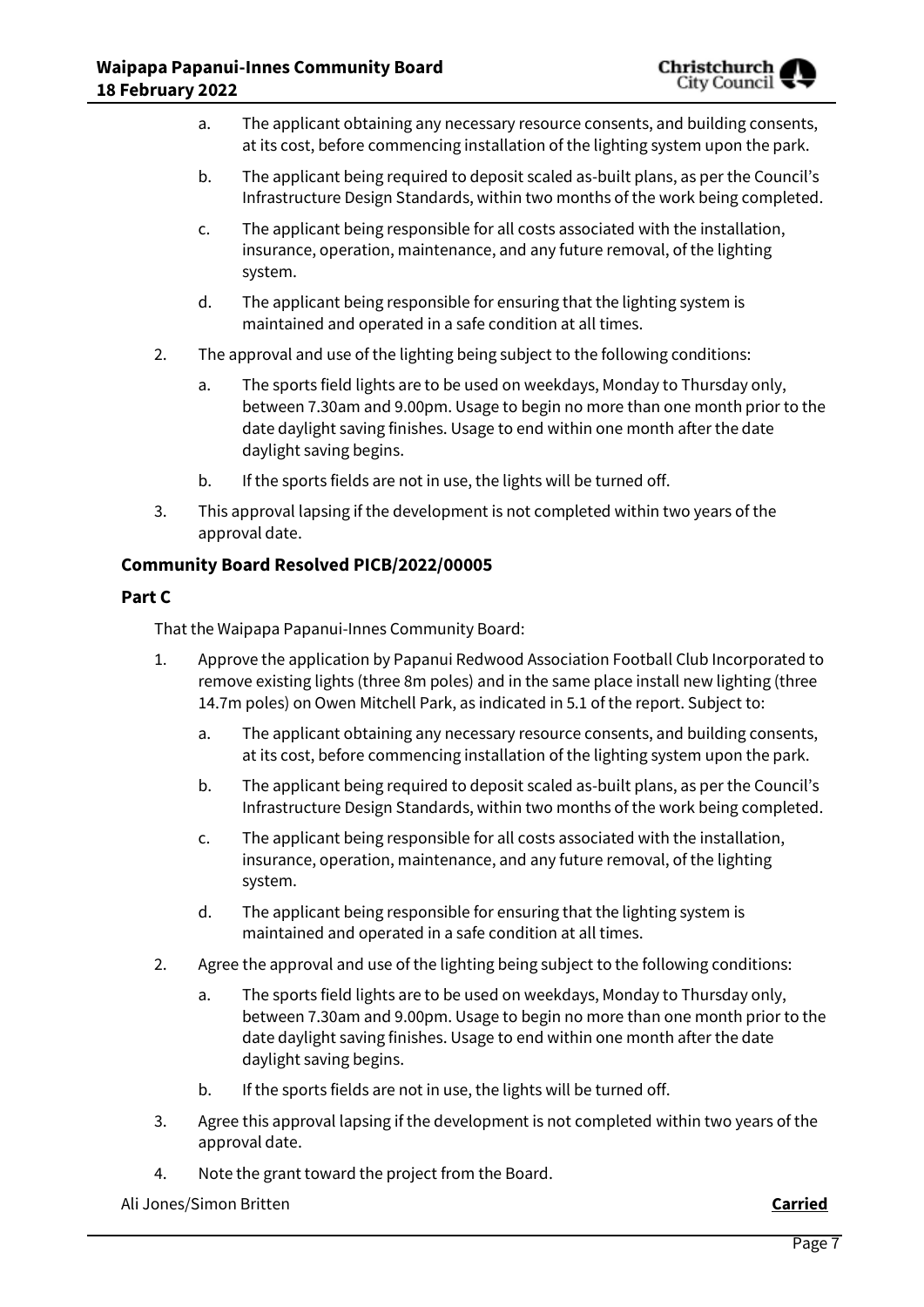a. The applicant obtaining any necessary resource consents, and building consents, at its cost, before commencing installation of the lighting system upon the park.

b. The applicant being required to deposit scaled as-built plans, as per the Council's Infrastructure Design Standards, within two months of the work being completed.

c. The applicant being responsible for all costs associated with the installation, insurance, operation, maintenance, and any future removal, of the lighting system.

d. The applicant being responsible for ensuring that the lighting system is maintained and operated in a safe condition at all times.

2. The approval and use of the lighting being subject to the following conditions:

   a. The sports field lights are to be used on weekdays, Monday to Thursday only, between 7.30am and 9.00pm. Usage to begin no more than one month prior to the date daylight saving finishes. Usage to end within one month after the date daylight saving begins.

   b. If the sports fields are not in use, the lights will be turned off.

3. This approval lapsing if the development is not completed within two years of the approval date.

### Community Board Resolved PICB/2022/00005

### Part C

That the Waipapa Papanui-Innes Community Board:

1. Approve the application by Papanui Redwood Association Football Club Incorporated to remove existing lights (three 8m poles) and in the same place install new lighting (three 14.7m poles) on Owen Mitchell Park, as indicated in 5.1 of the report. Subject to:

   a. The applicant obtaining any necessary resource consents, and building consents, at its cost, before commencing installation of the lighting system upon the park.

   b. The applicant being required to deposit scaled as-built plans, as per the Council's Infrastructure Design Standards, within two months of the work being completed.

   c. The applicant being responsible for all costs associated with the installation, insurance, operation, maintenance, and any future removal, of the lighting system.

   d. The applicant being responsible for ensuring that the lighting system is maintained and operated in a safe condition at all times.

2. Agree the approval and use of the lighting being subject to the following conditions:

   a. The sports field lights are to be used on weekdays, Monday to Thursday only, between 7.30am and 9.00pm. Usage to begin no more than one month prior to the date daylight saving finishes. Usage to end within one month after the date daylight saving begins.

   b. If the sports fields are not in use, the lights will be turned off.

3. Agree this approval lapsing if the development is not completed within two years of the approval date.

4. Note the grant toward the project from the Board.

Ali Jones/Simon Britten **Carried**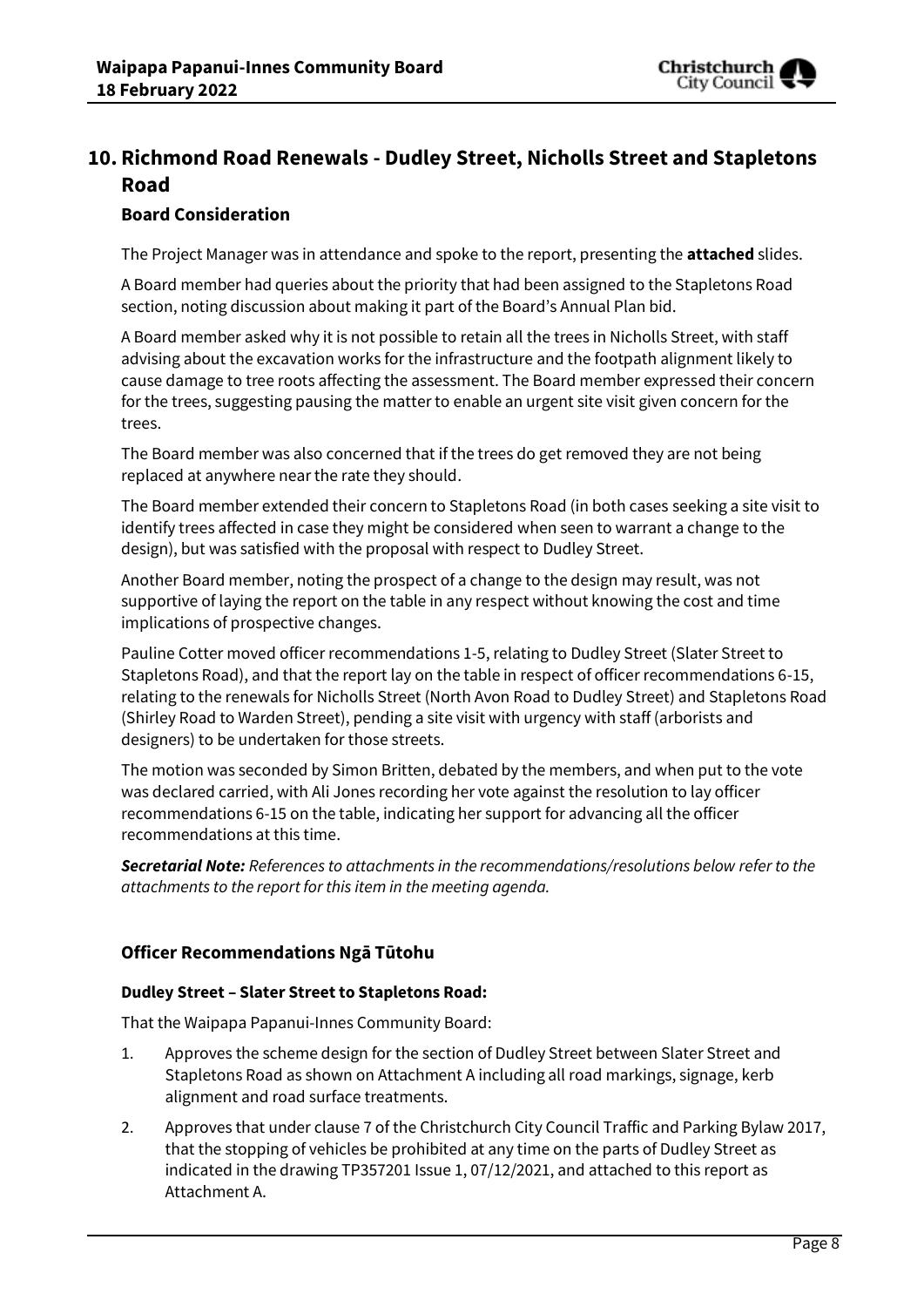## 10. Richmond Road Renewals - Dudley Street, Nicholls Street and Stapletons Road

### Board Consideration

The Project Manager was in attendance and spoke to the report, presenting the **attached** slides.

A Board member had queries about the priority that had been assigned to the Stapletons Road section, noting discussion about making it part of the Board's Annual Plan bid.

A Board member asked why it is not possible to retain all the trees in Nicholls Street, with staff advising about the excavation works for the infrastructure and the footpath alignment likely to cause damage to tree roots affecting the assessment. The Board member expressed their concern for the trees, suggesting pausing the matter to enable an urgent site visit given concern for the trees.

The Board member was also concerned that if the trees do get removed they are not being replaced at anywhere near the rate they should.

The Board member extended their concern to Stapletons Road (in both cases seeking a site visit to identify trees affected in case they might be considered when seen to warrant a change to the design), but was satisfied with the proposal with respect to Dudley Street.

Another Board member, noting the prospect of a change to the design may result, was not supportive of laying the report on the table in any respect without knowing the cost and time implications of prospective changes.

Pauline Cotter moved officer recommendations 1-5, relating to Dudley Street (Slater Street to Stapletons Road), and that the report lay on the table in respect of officer recommendations 6-15, relating to the renewals for Nicholls Street (North Avon Road to Dudley Street) and Stapletons Road (Shirley Road to Warden Street), pending a site visit with urgency with staff (arborists and designers) to be undertaken for those streets.

The motion was seconded by Simon Britten, debated by the members, and when put to the vote was declared carried, with Ali Jones recording her vote against the resolution to lay officer recommendations 6-15 on the table, indicating her support for advancing all the officer recommendations at this time.

***Secretarial Note:*** *References to attachments in the recommendations/resolutions below refer to the attachments to the report for this item in the meeting agenda.*

### Officer Recommendations Ngā Tūtohu

**Dudley Street – Slater Street to Stapletons Road:**

That the Waipapa Papanui-Innes Community Board:

1. Approves the scheme design for the section of Dudley Street between Slater Street and Stapletons Road as shown on Attachment A including all road markings, signage, kerb alignment and road surface treatments.
2. Approves that under clause 7 of the Christchurch City Council Traffic and Parking Bylaw 2017, that the stopping of vehicles be prohibited at any time on the parts of Dudley Street as indicated in the drawing TP357201 Issue 1, 07/12/2021, and attached to this report as Attachment A.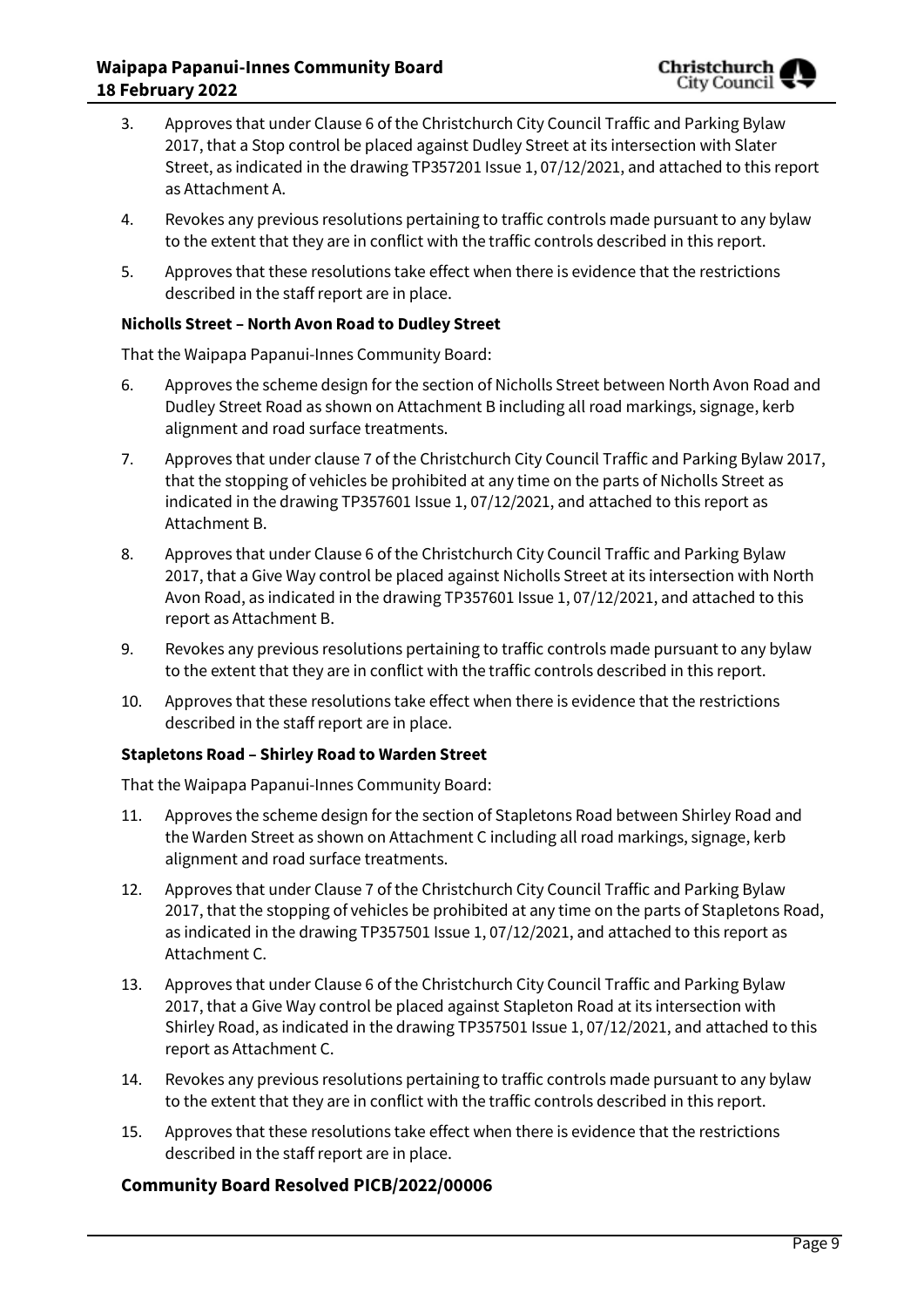3. Approves that under Clause 6 of the Christchurch City Council Traffic and Parking Bylaw 2017, that a Stop control be placed against Dudley Street at its intersection with Slater Street, as indicated in the drawing TP357201 Issue 1, 07/12/2021, and attached to this report as Attachment A.

4. Revokes any previous resolutions pertaining to traffic controls made pursuant to any bylaw to the extent that they are in conflict with the traffic controls described in this report.

5. Approves that these resolutions take effect when there is evidence that the restrictions described in the staff report are in place.

**Nicholls Street – North Avon Road to Dudley Street**

That the Waipapa Papanui-Innes Community Board:

6. Approves the scheme design for the section of Nicholls Street between North Avon Road and Dudley Street Road as shown on Attachment B including all road markings, signage, kerb alignment and road surface treatments.

7. Approves that under clause 7 of the Christchurch City Council Traffic and Parking Bylaw 2017, that the stopping of vehicles be prohibited at any time on the parts of Nicholls Street as indicated in the drawing TP357601 Issue 1, 07/12/2021, and attached to this report as Attachment B.

8. Approves that under Clause 6 of the Christchurch City Council Traffic and Parking Bylaw 2017, that a Give Way control be placed against Nicholls Street at its intersection with North Avon Road, as indicated in the drawing TP357601 Issue 1, 07/12/2021, and attached to this report as Attachment B.

9. Revokes any previous resolutions pertaining to traffic controls made pursuant to any bylaw to the extent that they are in conflict with the traffic controls described in this report.

10. Approves that these resolutions take effect when there is evidence that the restrictions described in the staff report are in place.

**Stapletons Road – Shirley Road to Warden Street**

That the Waipapa Papanui-Innes Community Board:

11. Approves the scheme design for the section of Stapletons Road between Shirley Road and the Warden Street as shown on Attachment C including all road markings, signage, kerb alignment and road surface treatments.

12. Approves that under Clause 7 of the Christchurch City Council Traffic and Parking Bylaw 2017, that the stopping of vehicles be prohibited at any time on the parts of Stapletons Road, as indicated in the drawing TP357501 Issue 1, 07/12/2021, and attached to this report as Attachment C.

13. Approves that under Clause 6 of the Christchurch City Council Traffic and Parking Bylaw 2017, that a Give Way control be placed against Stapleton Road at its intersection with Shirley Road, as indicated in the drawing TP357501 Issue 1, 07/12/2021, and attached to this report as Attachment C.

14. Revokes any previous resolutions pertaining to traffic controls made pursuant to any bylaw to the extent that they are in conflict with the traffic controls described in this report.

15. Approves that these resolutions take effect when there is evidence that the restrictions described in the staff report are in place.

### Community Board Resolved PICB/2022/00006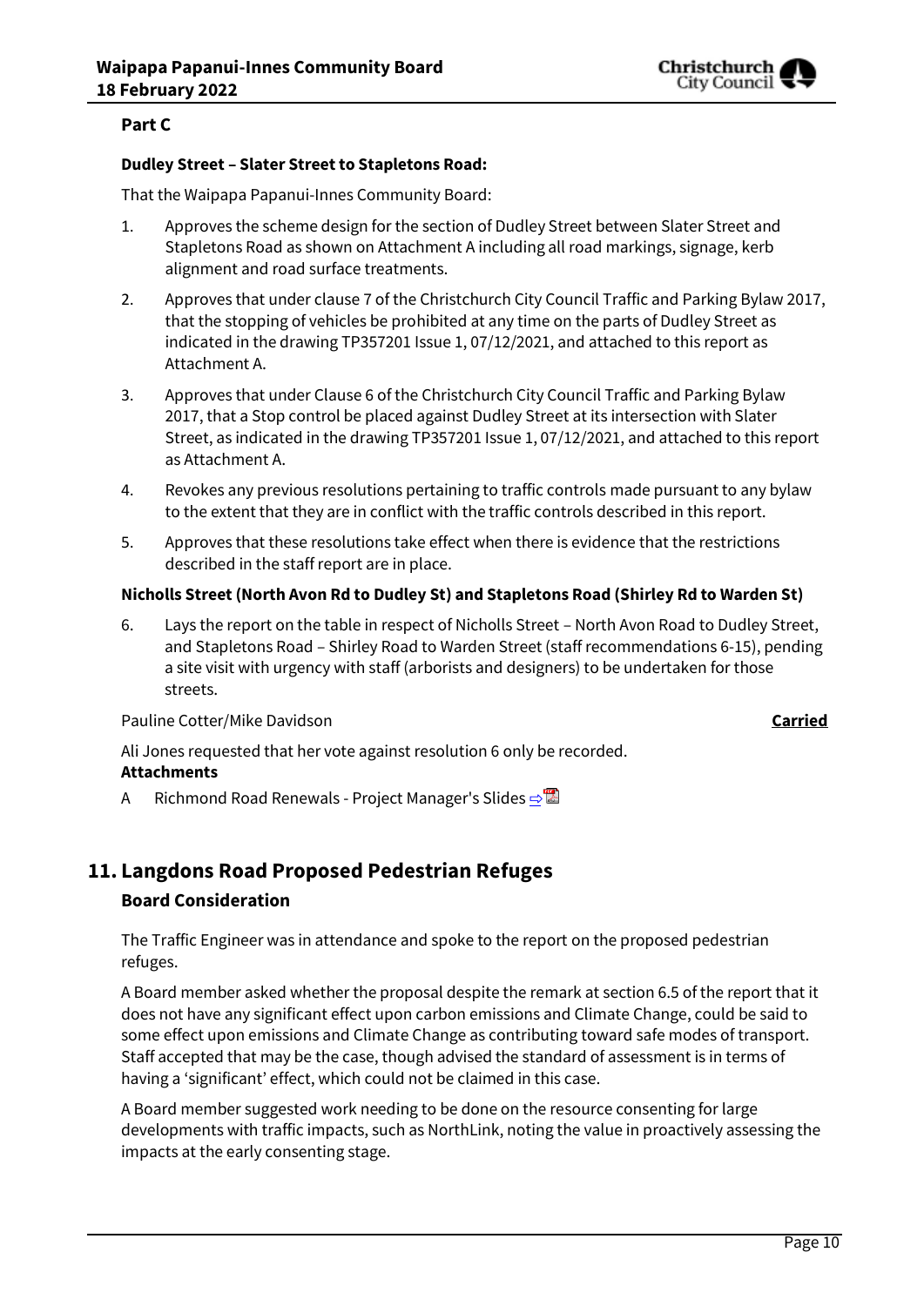**Part C**

**Dudley Street – Slater Street to Stapletons Road:**

That the Waipapa Papanui-Innes Community Board:

1. Approves the scheme design for the section of Dudley Street between Slater Street and Stapletons Road as shown on Attachment A including all road markings, signage, kerb alignment and road surface treatments.
2. Approves that under clause 7 of the Christchurch City Council Traffic and Parking Bylaw 2017, that the stopping of vehicles be prohibited at any time on the parts of Dudley Street as indicated in the drawing TP357201 Issue 1, 07/12/2021, and attached to this report as Attachment A.
3. Approves that under Clause 6 of the Christchurch City Council Traffic and Parking Bylaw 2017, that a Stop control be placed against Dudley Street at its intersection with Slater Street, as indicated in the drawing TP357201 Issue 1, 07/12/2021, and attached to this report as Attachment A.
4. Revokes any previous resolutions pertaining to traffic controls made pursuant to any bylaw to the extent that they are in conflict with the traffic controls described in this report.
5. Approves that these resolutions take effect when there is evidence that the restrictions described in the staff report are in place.

**Nicholls Street (North Avon Rd to Dudley St) and Stapletons Road (Shirley Rd to Warden St)**

6. Lays the report on the table in respect of Nicholls Street – North Avon Road to Dudley Street, and Stapletons Road – Shirley Road to Warden Street (staff recommendations 6-15), pending a site visit with urgency with staff (arborists and designers) to be undertaken for those streets.

Pauline Cotter/Mike Davidson **Carried**

Ali Jones requested that her vote against resolution 6 only be recorded.

**Attachments**

A Richmond Road Renewals - Project Manager's Slides ⇨

## 11. Langdons Road Proposed Pedestrian Refuges

### Board Consideration

The Traffic Engineer was in attendance and spoke to the report on the proposed pedestrian refuges.

A Board member asked whether the proposal despite the remark at section 6.5 of the report that it does not have any significant effect upon carbon emissions and Climate Change, could be said to some effect upon emissions and Climate Change as contributing toward safe modes of transport. Staff accepted that may be the case, though advised the standard of assessment is in terms of having a 'significant' effect, which could not be claimed in this case.

A Board member suggested work needing to be done on the resource consenting for large developments with traffic impacts, such as NorthLink, noting the value in proactively assessing the impacts at the early consenting stage.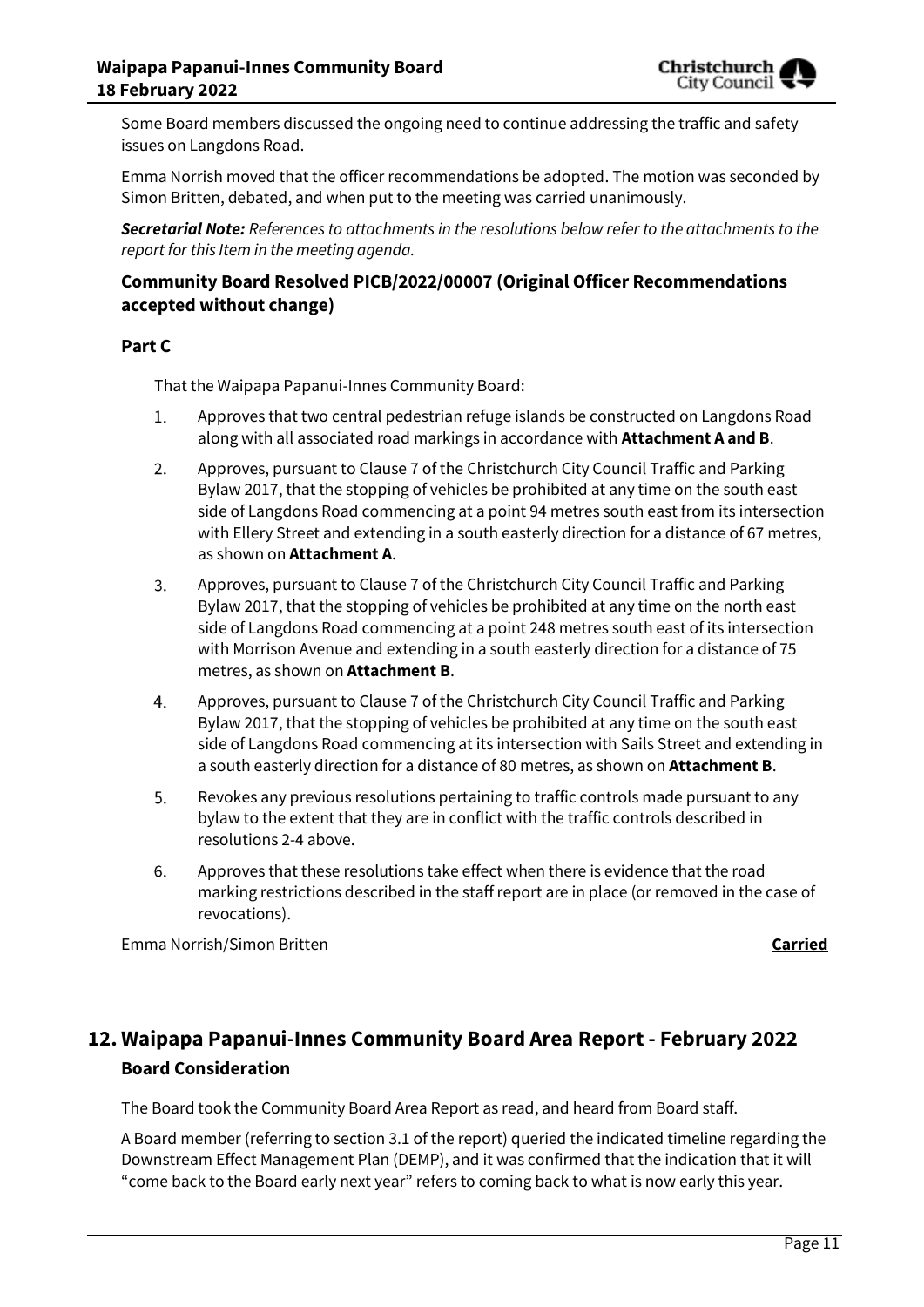Some Board members discussed the ongoing need to continue addressing the traffic and safety issues on Langdons Road.

Emma Norrish moved that the officer recommendations be adopted. The motion was seconded by Simon Britten, debated, and when put to the meeting was carried unanimously.

***Secretarial Note:*** *References to attachments in the resolutions below refer to the attachments to the report for this Item in the meeting agenda.*

### Community Board Resolved PICB/2022/00007 (Original Officer Recommendations accepted without change)

#### Part C

That the Waipapa Papanui-Innes Community Board:

1. Approves that two central pedestrian refuge islands be constructed on Langdons Road along with all associated road markings in accordance with **Attachment A and B**.
2. Approves, pursuant to Clause 7 of the Christchurch City Council Traffic and Parking Bylaw 2017, that the stopping of vehicles be prohibited at any time on the south east side of Langdons Road commencing at a point 94 metres south east from its intersection with Ellery Street and extending in a south easterly direction for a distance of 67 metres, as shown on **Attachment A**.
3. Approves, pursuant to Clause 7 of the Christchurch City Council Traffic and Parking Bylaw 2017, that the stopping of vehicles be prohibited at any time on the north east side of Langdons Road commencing at a point 248 metres south east of its intersection with Morrison Avenue and extending in a south easterly direction for a distance of 75 metres, as shown on **Attachment B**.
4. Approves, pursuant to Clause 7 of the Christchurch City Council Traffic and Parking Bylaw 2017, that the stopping of vehicles be prohibited at any time on the south east side of Langdons Road commencing at its intersection with Sails Street and extending in a south easterly direction for a distance of 80 metres, as shown on **Attachment B**.
5. Revokes any previous resolutions pertaining to traffic controls made pursuant to any bylaw to the extent that they are in conflict with the traffic controls described in resolutions 2-4 above.
6. Approves that these resolutions take effect when there is evidence that the road marking restrictions described in the staff report are in place (or removed in the case of revocations).

Emma Norrish/Simon Britten **Carried**

## 12. Waipapa Papanui-Innes Community Board Area Report - February 2022

### Board Consideration

The Board took the Community Board Area Report as read, and heard from Board staff.

A Board member (referring to section 3.1 of the report) queried the indicated timeline regarding the Downstream Effect Management Plan (DEMP), and it was confirmed that the indication that it will "come back to the Board early next year" refers to coming back to what is now early this year.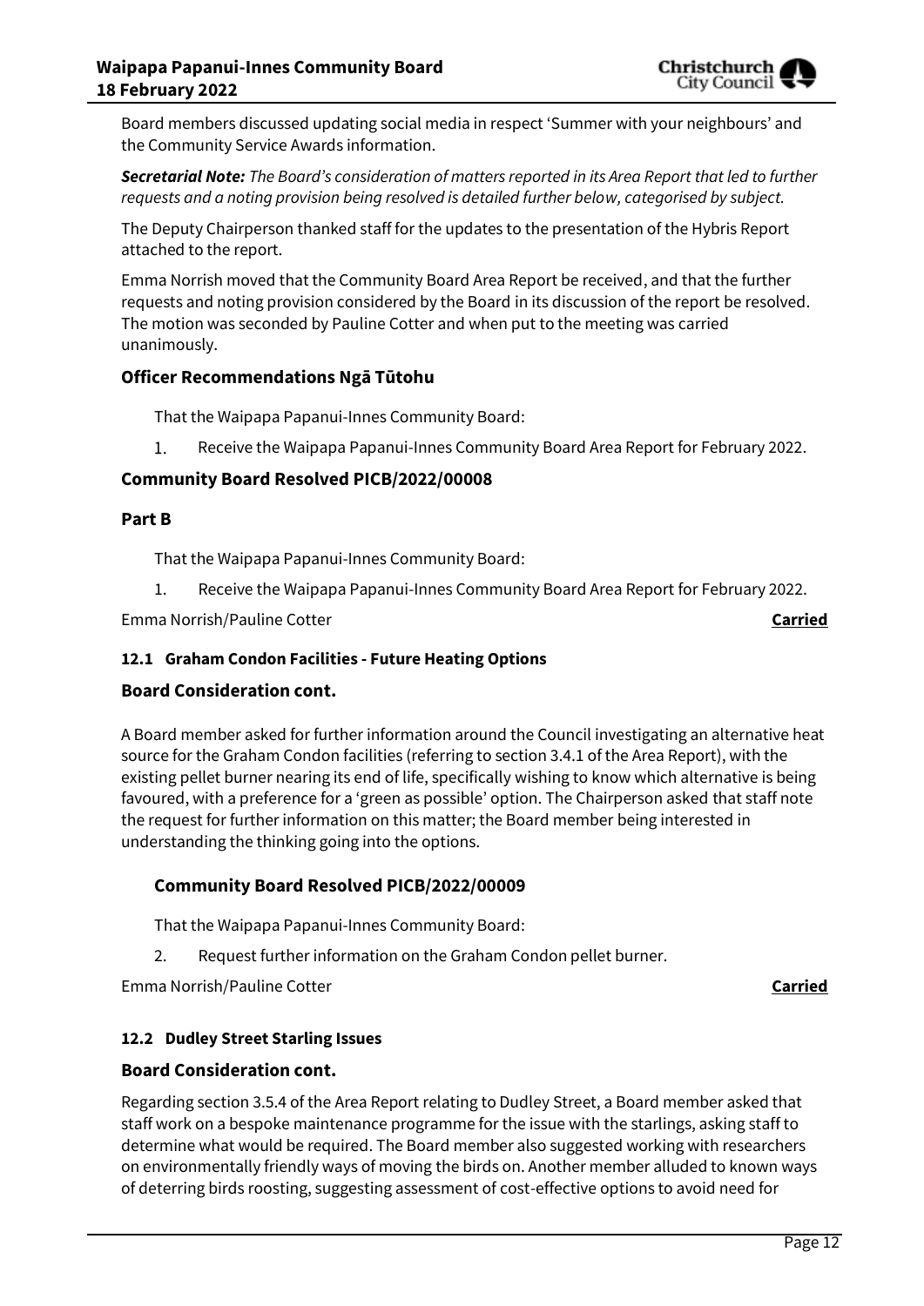Board members discussed updating social media in respect 'Summer with your neighbours' and the Community Service Awards information.

***Secretarial Note:*** *The Board's consideration of matters reported in its Area Report that led to further requests and a noting provision being resolved is detailed further below, categorised by subject.*

The Deputy Chairperson thanked staff for the updates to the presentation of the Hybris Report attached to the report.

Emma Norrish moved that the Community Board Area Report be received, and that the further requests and noting provision considered by the Board in its discussion of the report be resolved. The motion was seconded by Pauline Cotter and when put to the meeting was carried unanimously.

## Officer Recommendations Ngā Tūtohu

That the Waipapa Papanui-Innes Community Board:

1. Receive the Waipapa Papanui-Innes Community Board Area Report for February 2022.

## Community Board Resolved PICB/2022/00008

### Part B

That the Waipapa Papanui-Innes Community Board:

1. Receive the Waipapa Papanui-Innes Community Board Area Report for February 2022.

Emma Norrish/Pauline Cotter **Carried**

### 12.1 Graham Condon Facilities - Future Heating Options

## Board Consideration cont.

A Board member asked for further information around the Council investigating an alternative heat source for the Graham Condon facilities (referring to section 3.4.1 of the Area Report), with the existing pellet burner nearing its end of life, specifically wishing to know which alternative is being favoured, with a preference for a 'green as possible' option. The Chairperson asked that staff note the request for further information on this matter; the Board member being interested in understanding the thinking going into the options.

## Community Board Resolved PICB/2022/00009

That the Waipapa Papanui-Innes Community Board:

2. Request further information on the Graham Condon pellet burner.

Emma Norrish/Pauline Cotter **Carried**

### 12.2 Dudley Street Starling Issues

## Board Consideration cont.

Regarding section 3.5.4 of the Area Report relating to Dudley Street, a Board member asked that staff work on a bespoke maintenance programme for the issue with the starlings, asking staff to determine what would be required. The Board member also suggested working with researchers on environmentally friendly ways of moving the birds on. Another member alluded to known ways of deterring birds roosting, suggesting assessment of cost-effective options to avoid need for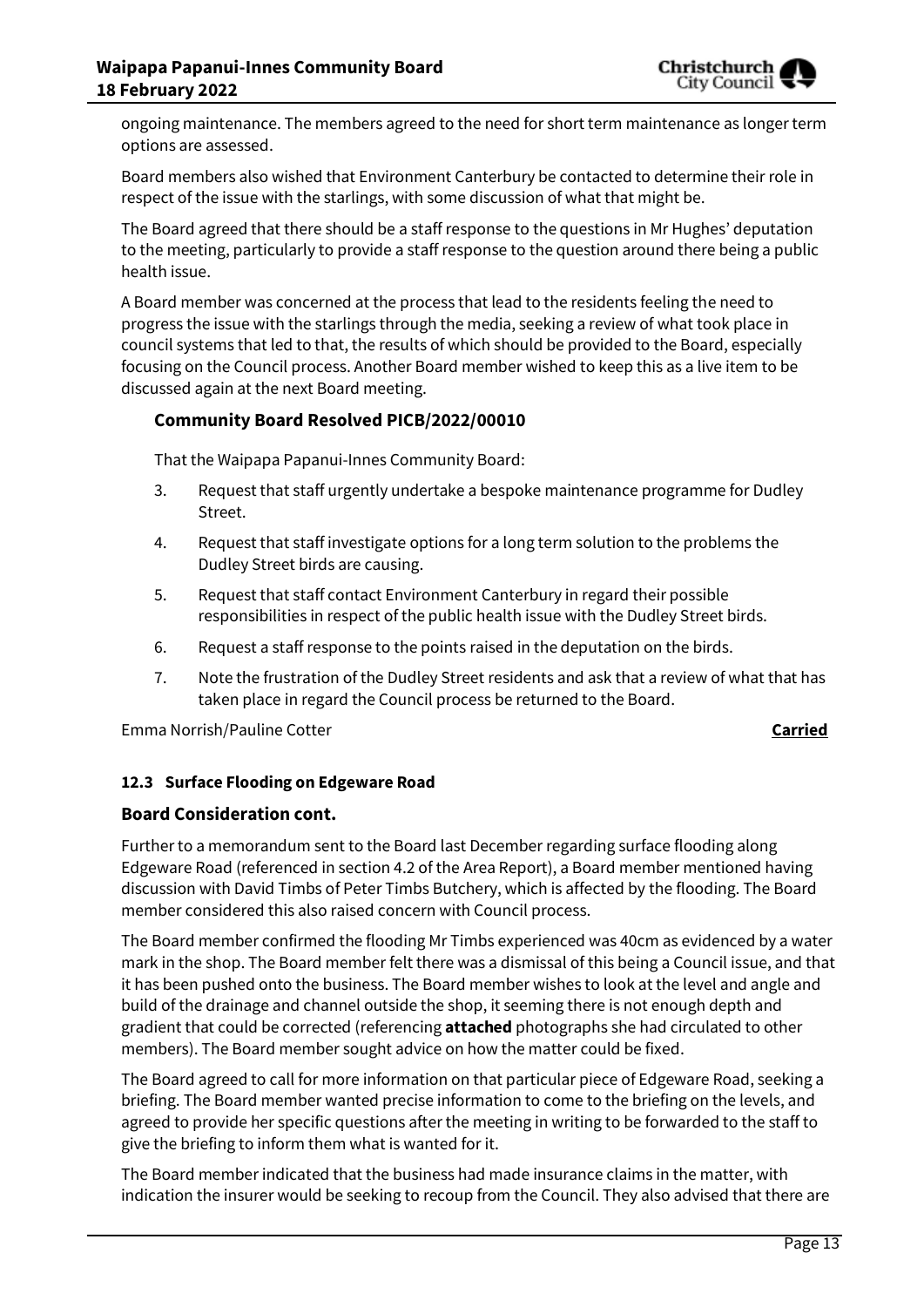ongoing maintenance. The members agreed to the need for short term maintenance as longer term options are assessed.

Board members also wished that Environment Canterbury be contacted to determine their role in respect of the issue with the starlings, with some discussion of what that might be.

The Board agreed that there should be a staff response to the questions in Mr Hughes' deputation to the meeting, particularly to provide a staff response to the question around there being a public health issue.

A Board member was concerned at the process that lead to the residents feeling the need to progress the issue with the starlings through the media, seeking a review of what took place in council systems that led to that, the results of which should be provided to the Board, especially focusing on the Council process. Another Board member wished to keep this as a live item to be discussed again at the next Board meeting.

### Community Board Resolved PICB/2022/00010

That the Waipapa Papanui-Innes Community Board:

3. Request that staff urgently undertake a bespoke maintenance programme for Dudley Street.
4. Request that staff investigate options for a long term solution to the problems the Dudley Street birds are causing.
5. Request that staff contact Environment Canterbury in regard their possible responsibilities in respect of the public health issue with the Dudley Street birds.
6. Request a staff response to the points raised in the deputation on the birds.
7. Note the frustration of the Dudley Street residents and ask that a review of what that has taken place in regard the Council process be returned to the Board.

Emma Norrish/Pauline Cotter **Carried**

#### 12.3 Surface Flooding on Edgeware Road

### Board Consideration cont.

Further to a memorandum sent to the Board last December regarding surface flooding along Edgeware Road (referenced in section 4.2 of the Area Report), a Board member mentioned having discussion with David Timbs of Peter Timbs Butchery, which is affected by the flooding. The Board member considered this also raised concern with Council process.

The Board member confirmed the flooding Mr Timbs experienced was 40cm as evidenced by a water mark in the shop. The Board member felt there was a dismissal of this being a Council issue, and that it has been pushed onto the business. The Board member wishes to look at the level and angle and build of the drainage and channel outside the shop, it seeming there is not enough depth and gradient that could be corrected (referencing **attached** photographs she had circulated to other members). The Board member sought advice on how the matter could be fixed.

The Board agreed to call for more information on that particular piece of Edgeware Road, seeking a briefing. The Board member wanted precise information to come to the briefing on the levels, and agreed to provide her specific questions after the meeting in writing to be forwarded to the staff to give the briefing to inform them what is wanted for it.

The Board member indicated that the business had made insurance claims in the matter, with indication the insurer would be seeking to recoup from the Council. They also advised that there are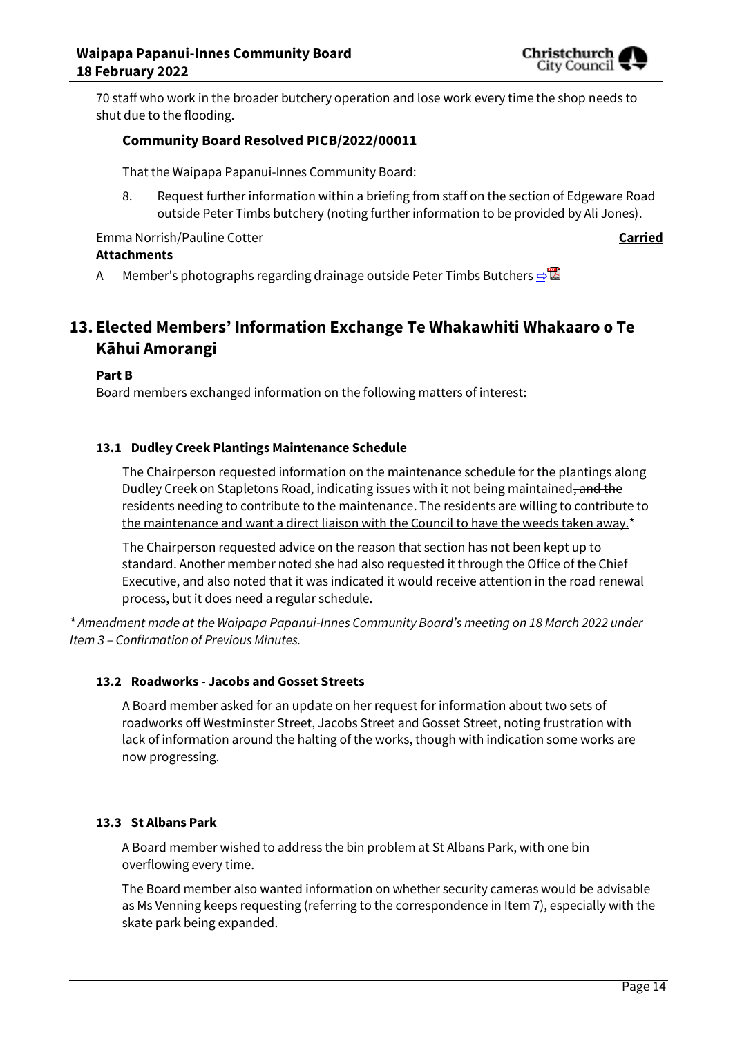70 staff who work in the broader butchery operation and lose work every time the shop needs to shut due to the flooding.

**Community Board Resolved PICB/2022/00011**

That the Waipapa Papanui-Innes Community Board:

8. Request further information within a briefing from staff on the section of Edgeware Road outside Peter Timbs butchery (noting further information to be provided by Ali Jones).

Emma Norrish/Pauline Cotter **Carried**

**Attachments**

A Member's photographs regarding drainage outside Peter Timbs Butchers ⇨

## 13. Elected Members' Information Exchange Te Whakawhiti Whakaaro o Te Kāhui Amorangi

**Part B**

Board members exchanged information on the following matters of interest:

### 13.1 Dudley Creek Plantings Maintenance Schedule

The Chairperson requested information on the maintenance schedule for the plantings along Dudley Creek on Stapletons Road, indicating issues with it not being maintained~~, and the residents needing to contribute to the maintenance~~. <u>The residents are willing to contribute to the maintenance and want a direct liaison with the Council to have the weeds taken away.</u>*

The Chairperson requested advice on the reason that section has not been kept up to standard. Another member noted she had also requested it through the Office of the Chief Executive, and also noted that it was indicated it would receive attention in the road renewal process, but it does need a regular schedule.

*\* Amendment made at the Waipapa Papanui-Innes Community Board's meeting on 18 March 2022 under Item 3 – Confirmation of Previous Minutes.*

### 13.2 Roadworks - Jacobs and Gosset Streets

A Board member asked for an update on her request for information about two sets of roadworks off Westminster Street, Jacobs Street and Gosset Street, noting frustration with lack of information around the halting of the works, though with indication some works are now progressing.

### 13.3 St Albans Park

A Board member wished to address the bin problem at St Albans Park, with one bin overflowing every time.

The Board member also wanted information on whether security cameras would be advisable as Ms Venning keeps requesting (referring to the correspondence in Item 7), especially with the skate park being expanded.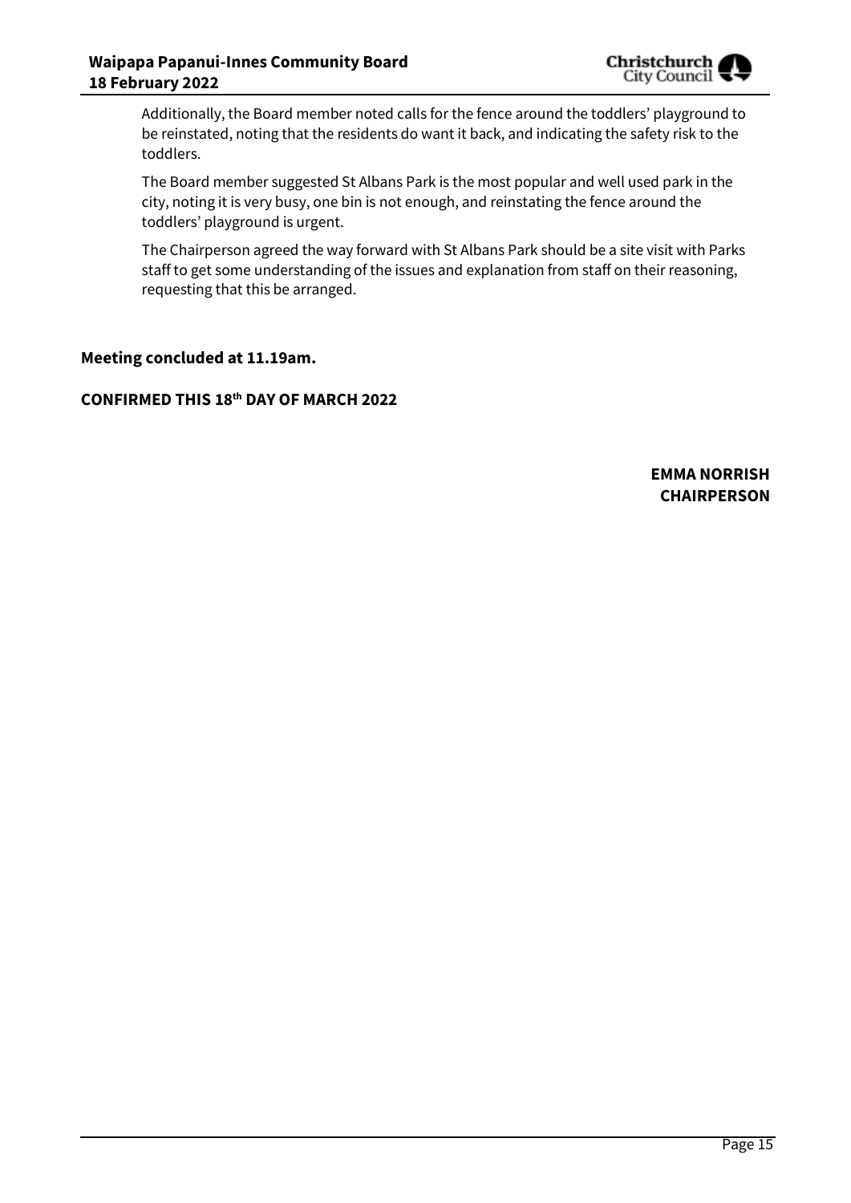Additionally, the Board member noted calls for the fence around the toddlers' playground to be reinstated, noting that the residents do want it back, and indicating the safety risk to the toddlers.

The Board member suggested St Albans Park is the most popular and well used park in the city, noting it is very busy, one bin is not enough, and reinstating the fence around the toddlers' playground is urgent.

The Chairperson agreed the way forward with St Albans Park should be a site visit with Parks staff to get some understanding of the issues and explanation from staff on their reasoning, requesting that this be arranged.

**Meeting concluded at 11.19am.**

**CONFIRMED THIS 18th DAY OF MARCH 2022**

**EMMA NORRISH**
**CHAIRPERSON**